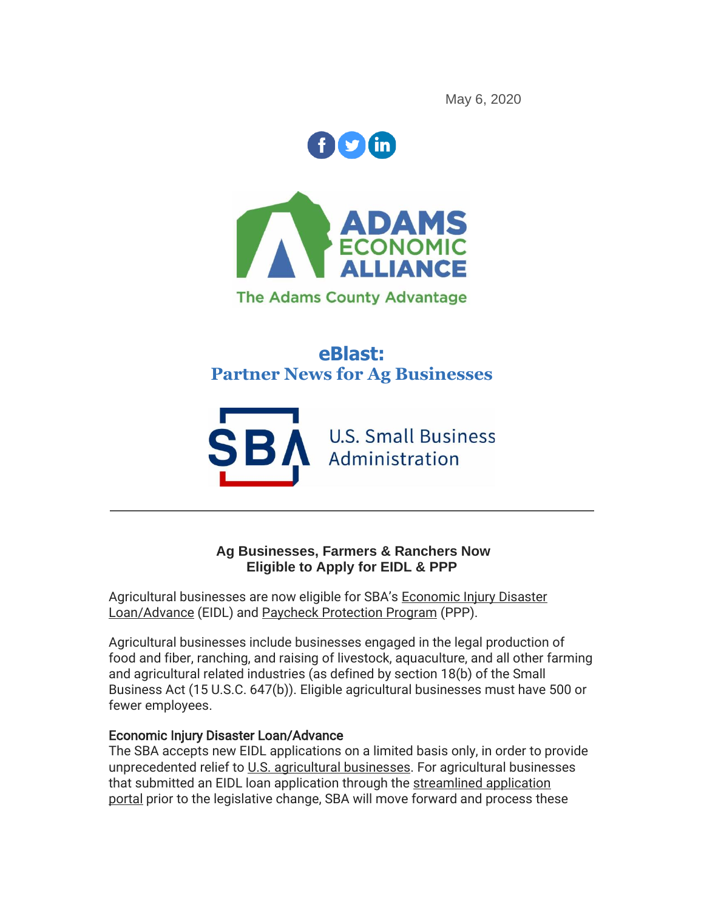May 6, 2020

ADAMS ECONOMIC ALLIANCE

The Adams County Advantage

# eBlast:
## Partner News for Ag Businesses

U.S. Small Business Administration

---

**Ag Businesses, Farmers & Ranchers Now Eligible to Apply for EIDL & PPP**

Agricultural businesses are now eligible for SBA's Economic Injury Disaster Loan/Advance (EIDL) and Paycheck Protection Program (PPP).

Agricultural businesses include businesses engaged in the legal production of food and fiber, ranching, and raising of livestock, aquaculture, and all other farming and agricultural related industries (as defined by section 18(b) of the Small Business Act (15 U.S.C. 647(b)). Eligible agricultural businesses must have 500 or fewer employees.

**Economic Injury Disaster Loan/Advance**

The SBA accepts new EIDL applications on a limited basis only, in order to provide unprecedented relief to U.S. agricultural businesses. For agricultural businesses that submitted an EIDL loan application through the streamlined application portal prior to the legislative change, SBA will move forward and process these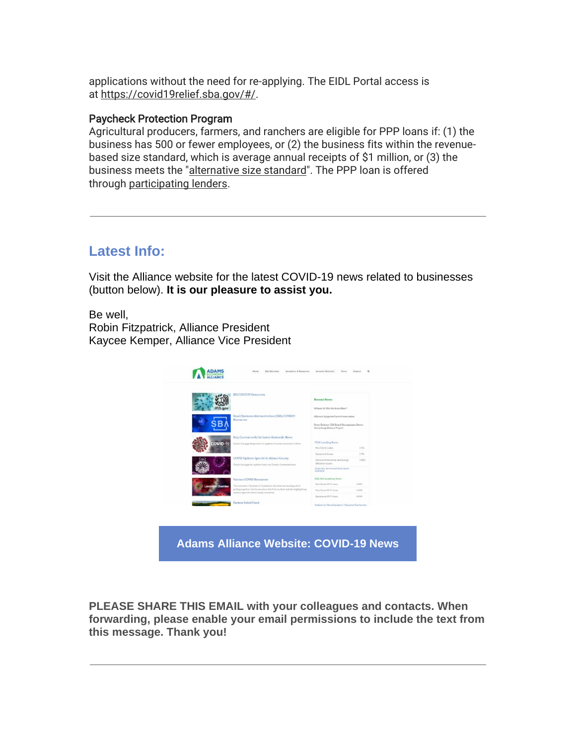applications without the need for re-applying. The EIDL Portal access is at https://covid19relief.sba.gov/#/.

**Paycheck Protection Program**

Agricultural producers, farmers, and ranchers are eligible for PPP loans if: (1) the business has 500 or fewer employees, or (2) the business fits within the revenue-based size standard, which is average annual receipts of $1 million, or (3) the business meets the "alternative size standard". The PPP loan is offered through participating lenders.

---

## Latest Info:

Visit the Alliance website for the latest COVID-19 news related to businesses (button below). **It is our pleasure to assist you.**

Be well,
Robin Fitzpatrick, Alliance President
Kaycee Kemper, Alliance Vice President

**Adams Alliance Website: COVID-19 News**

**PLEASE SHARE THIS EMAIL with your colleagues and contacts. When forwarding, please enable your email permissions to include the text from this message. Thank you!**

---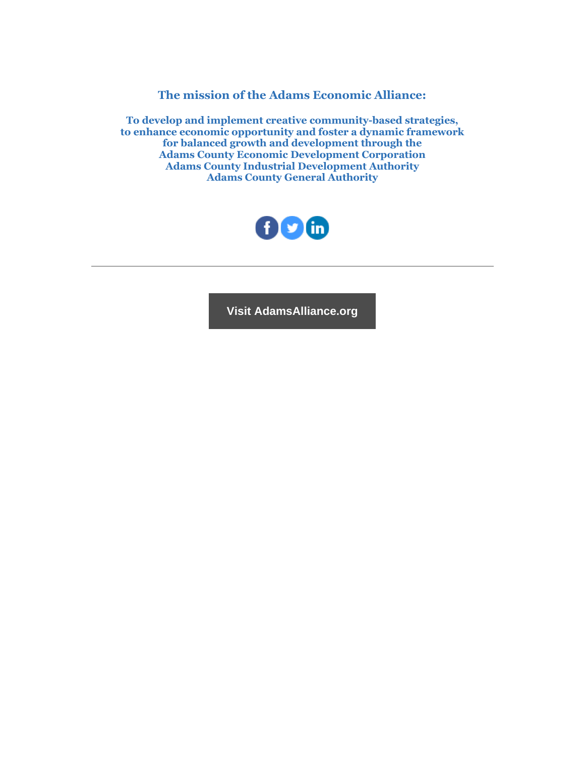**The mission of the Adams Economic Alliance:**

**To develop and implement creative community-based strategies, to enhance economic opportunity and foster a dynamic framework for balanced growth and development through the Adams County Economic Development Corporation Adams County Industrial Development Authority Adams County General Authority**

---

**Visit AdamsAlliance.org**